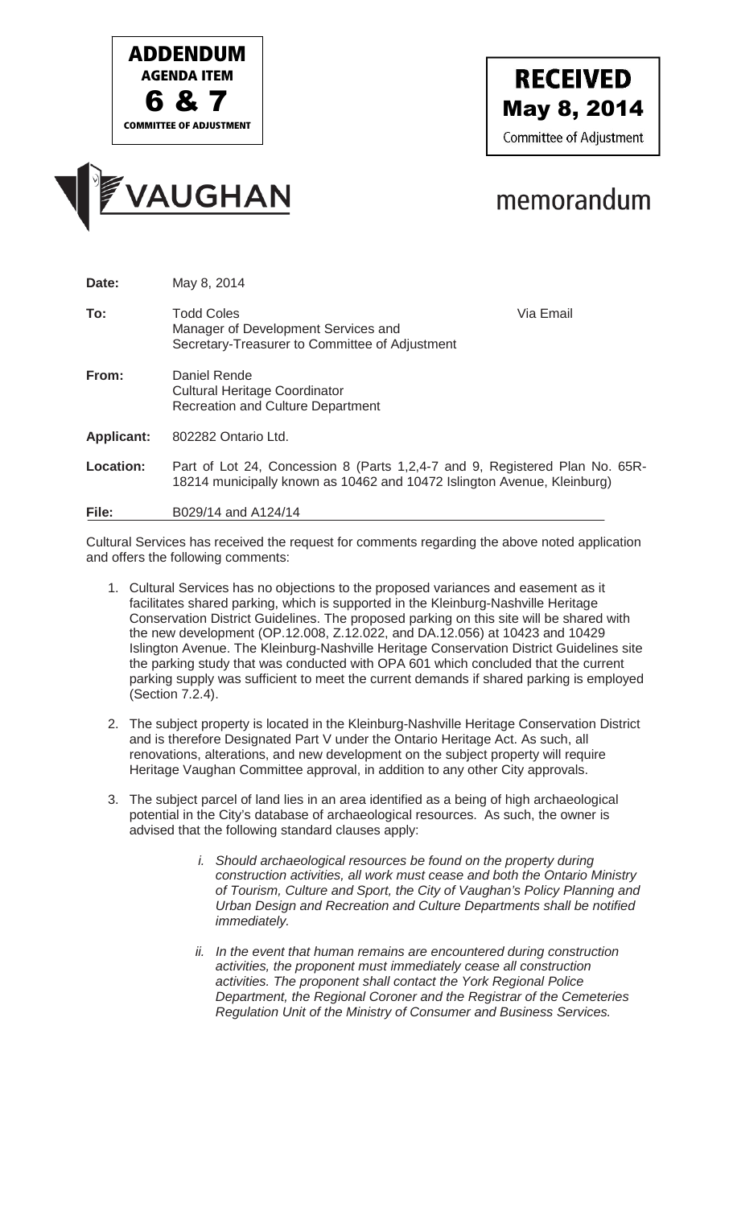**ADDENDUM**
**AGENDA ITEM**
**6 & 7**
**COMMITTEE OF ADJUSTMENT**

**RECEIVED**
**May 8, 2014**
Committee of Adjustment

VAUGHAN

# memorandum

**Date:** May 8, 2014

**To:** Todd Coles
Manager of Development Services and
Secretary-Treasurer to Committee of Adjustment
Via Email

**From:** Daniel Rende
Cultural Heritage Coordinator
Recreation and Culture Department

**Applicant:** 802282 Ontario Ltd.

**Location:** Part of Lot 24, Concession 8 (Parts 1,2,4-7 and 9, Registered Plan No. 65R-18214 municipally known as 10462 and 10472 Islington Avenue, Kleinburg)

**File:** B029/14 and A124/14

Cultural Services has received the request for comments regarding the above noted application and offers the following comments:

1. Cultural Services has no objections to the proposed variances and easement as it facilitates shared parking, which is supported in the Kleinburg-Nashville Heritage Conservation District Guidelines. The proposed parking on this site will be shared with the new development (OP.12.008, Z.12.022, and DA.12.056) at 10423 and 10429 Islington Avenue. The Kleinburg-Nashville Heritage Conservation District Guidelines site the parking study that was conducted with OPA 601 which concluded that the current parking supply was sufficient to meet the current demands if shared parking is employed (Section 7.2.4).

2. The subject property is located in the Kleinburg-Nashville Heritage Conservation District and is therefore Designated Part V under the Ontario Heritage Act. As such, all renovations, alterations, and new development on the subject property will require Heritage Vaughan Committee approval, in addition to any other City approvals.

3. The subject parcel of land lies in an area identified as a being of high archaeological potential in the City's database of archaeological resources. As such, the owner is advised that the following standard clauses apply:

    i. *Should archaeological resources be found on the property during construction activities, all work must cease and both the Ontario Ministry of Tourism, Culture and Sport, the City of Vaughan's Policy Planning and Urban Design and Recreation and Culture Departments shall be notified immediately.*

    ii. *In the event that human remains are encountered during construction activities, the proponent must immediately cease all construction activities. The proponent shall contact the York Regional Police Department, the Regional Coroner and the Registrar of the Cemeteries Regulation Unit of the Ministry of Consumer and Business Services.*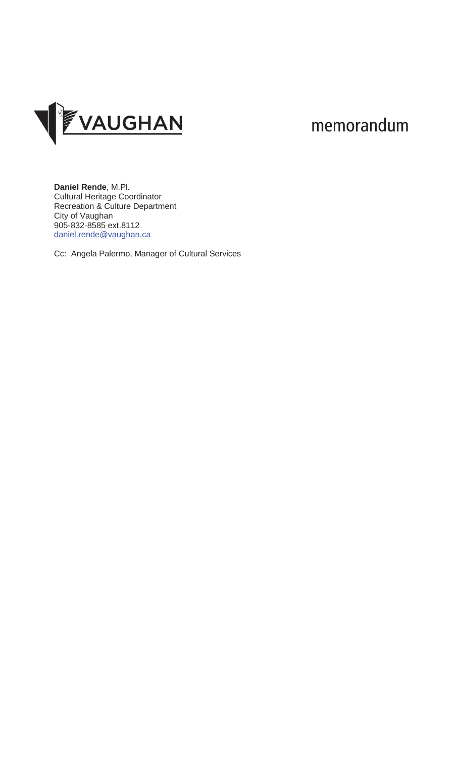VAUGHAN

memorandum

**Daniel Rende**, M.Pl.
Cultural Heritage Coordinator
Recreation & Culture Department
City of Vaughan
905-832-8585 ext.8112
daniel.rende@vaughan.ca

Cc: Angela Palermo, Manager of Cultural Services